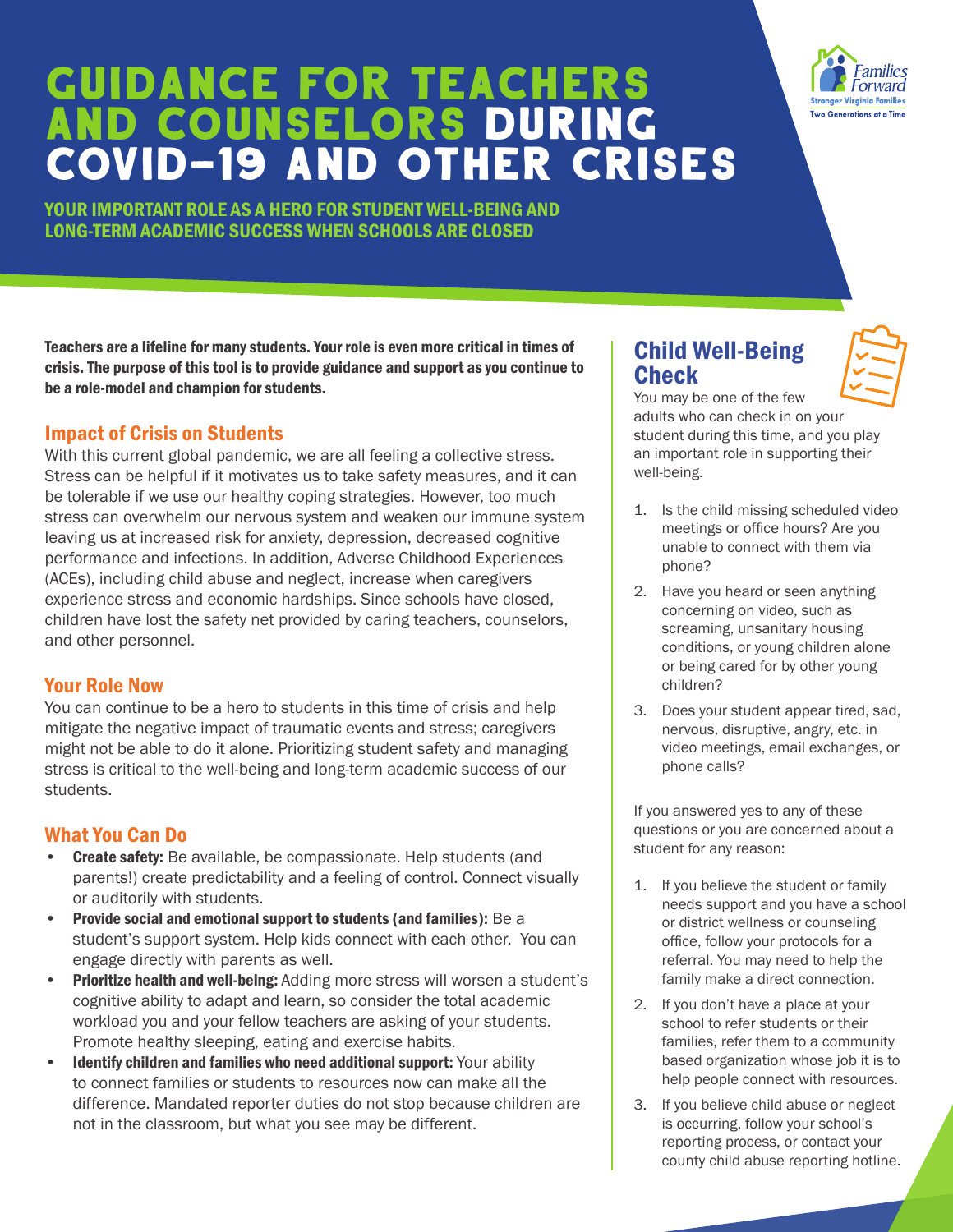# GUIDANCE FOR TEACHERS AND COUNSELORS DURING COVID-19 AND OTHER CRISES

**YOUR IMPORTANT ROLE AS A HERO FOR STUDENT WELL-BEING AND LONG-TERM ACADEMIC SUCCESS WHEN SCHOOLS ARE CLOSED**

Families Forward
Stronger Virginia Families
Two Generations at a Time

**Teachers are a lifeline for many students. Your role is even more critical in times of crisis. The purpose of this tool is to provide guidance and support as you continue to be a role-model and champion for students.**

## Impact of Crisis on Students

With this current global pandemic, we are all feeling a collective stress. Stress can be helpful if it motivates us to take safety measures, and it can be tolerable if we use our healthy coping strategies. However, too much stress can overwhelm our nervous system and weaken our immune system leaving us at increased risk for anxiety, depression, decreased cognitive performance and infections. In addition, Adverse Childhood Experiences (ACEs), including child abuse and neglect, increase when caregivers experience stress and economic hardships. Since schools have closed, children have lost the safety net provided by caring teachers, counselors, and other personnel.

## Your Role Now

You can continue to be a hero to students in this time of crisis and help mitigate the negative impact of traumatic events and stress; caregivers might not be able to do it alone. Prioritizing student safety and managing stress is critical to the well-being and long-term academic success of our students.

## What You Can Do

- **Create safety:** Be available, be compassionate. Help students (and parents!) create predictability and a feeling of control. Connect visually or auditorily with students.
- **Provide social and emotional support to students (and families):** Be a student's support system. Help kids connect with each other. You can engage directly with parents as well.
- **Prioritize health and well-being:** Adding more stress will worsen a student's cognitive ability to adapt and learn, so consider the total academic workload you and your fellow teachers are asking of your students. Promote healthy sleeping, eating and exercise habits.
- **Identify children and families who need additional support:** Your ability to connect families or students to resources now can make all the difference. Mandated reporter duties do not stop because children are not in the classroom, but what you see may be different.

## Child Well-Being Check

You may be one of the few adults who can check in on your student during this time, and you play an important role in supporting their well-being.

1. Is the child missing scheduled video meetings or office hours? Are you unable to connect with them via phone?
2. Have you heard or seen anything concerning on video, such as screaming, unsanitary housing conditions, or young children alone or being cared for by other young children?
3. Does your student appear tired, sad, nervous, disruptive, angry, etc. in video meetings, email exchanges, or phone calls?

If you answered yes to any of these questions or you are concerned about a student for any reason:

1. If you believe the student or family needs support and you have a school or district wellness or counseling office, follow your protocols for a referral. You may need to help the family make a direct connection.
2. If you don't have a place at your school to refer students or their families, refer them to a community based organization whose job it is to help people connect with resources.
3. If you believe child abuse or neglect is occurring, follow your school's reporting process, or contact your county child abuse reporting hotline.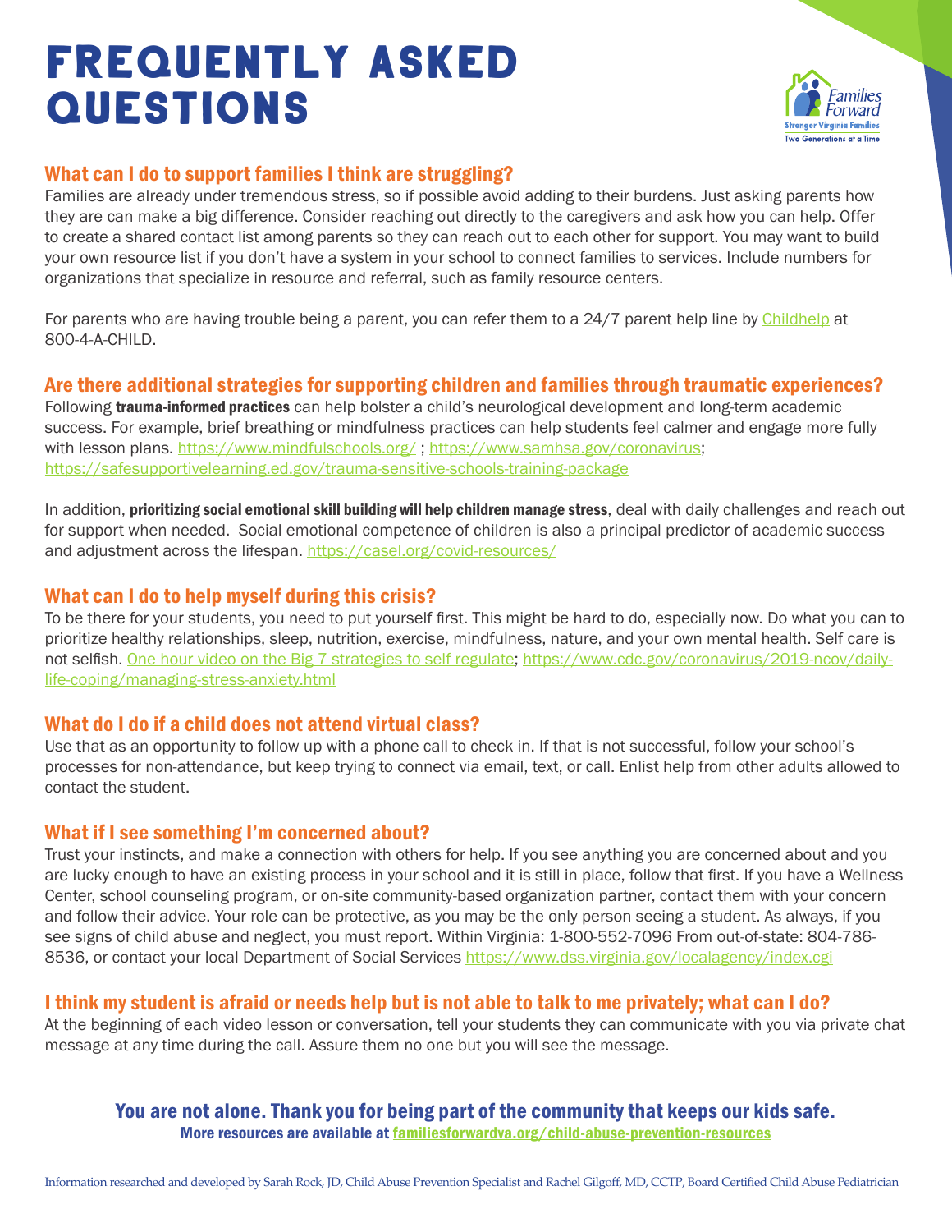# Frequently Asked Questions

## What can I do to support families I think are struggling?

Families are already under tremendous stress, so if possible avoid adding to their burdens. Just asking parents how they are can make a big difference. Consider reaching out directly to the caregivers and ask how you can help. Offer to create a shared contact list among parents so they can reach out to each other for support. You may want to build your own resource list if you don't have a system in your school to connect families to services. Include numbers for organizations that specialize in resource and referral, such as family resource centers.

For parents who are having trouble being a parent, you can refer them to a 24/7 parent help line by Childhelp at 800-4-A-CHILD.

## Are there additional strategies for supporting children and families through traumatic experiences?

Following **trauma-informed practices** can help bolster a child's neurological development and long-term academic success. For example, brief breathing or mindfulness practices can help students feel calmer and engage more fully with lesson plans. https://www.mindfulschools.org/ ; https://www.samhsa.gov/coronavirus; https://safesupportivelearning.ed.gov/trauma-sensitive-schools-training-package

In addition, **prioritizing social emotional skill building will help children manage stress**, deal with daily challenges and reach out for support when needed. Social emotional competence of children is also a principal predictor of academic success and adjustment across the lifespan. https://casel.org/covid-resources/

## What can I do to help myself during this crisis?

To be there for your students, you need to put yourself first. This might be hard to do, especially now. Do what you can to prioritize healthy relationships, sleep, nutrition, exercise, mindfulness, nature, and your own mental health. Self care is not selfish. One hour video on the Big 7 strategies to self regulate; https://www.cdc.gov/coronavirus/2019-ncov/daily-life-coping/managing-stress-anxiety.html

## What do I do if a child does not attend virtual class?

Use that as an opportunity to follow up with a phone call to check in. If that is not successful, follow your school's processes for non-attendance, but keep trying to connect via email, text, or call. Enlist help from other adults allowed to contact the student.

## What if I see something I'm concerned about?

Trust your instincts, and make a connection with others for help. If you see anything you are concerned about and you are lucky enough to have an existing process in your school and it is still in place, follow that first. If you have a Wellness Center, school counseling program, or on-site community-based organization partner, contact them with your concern and follow their advice. Your role can be protective, as you may be the only person seeing a student. As always, if you see signs of child abuse and neglect, you must report. Within Virginia: 1-800-552-7096 From out-of-state: 804-786-8536, or contact your local Department of Social Services https://www.dss.virginia.gov/localagency/index.cgi

## I think my student is afraid or needs help but is not able to talk to me privately; what can I do?

At the beginning of each video lesson or conversation, tell your students they can communicate with you via private chat message at any time during the call. Assure them no one but you will see the message.

**You are not alone. Thank you for being part of the community that keeps our kids safe.**

**More resources are available at familiesforwardva.org/child-abuse-prevention-resources**

Information researched and developed by Sarah Rock, JD, Child Abuse Prevention Specialist and Rachel Gilgoff, MD, CCTP, Board Certified Child Abuse Pediatrician